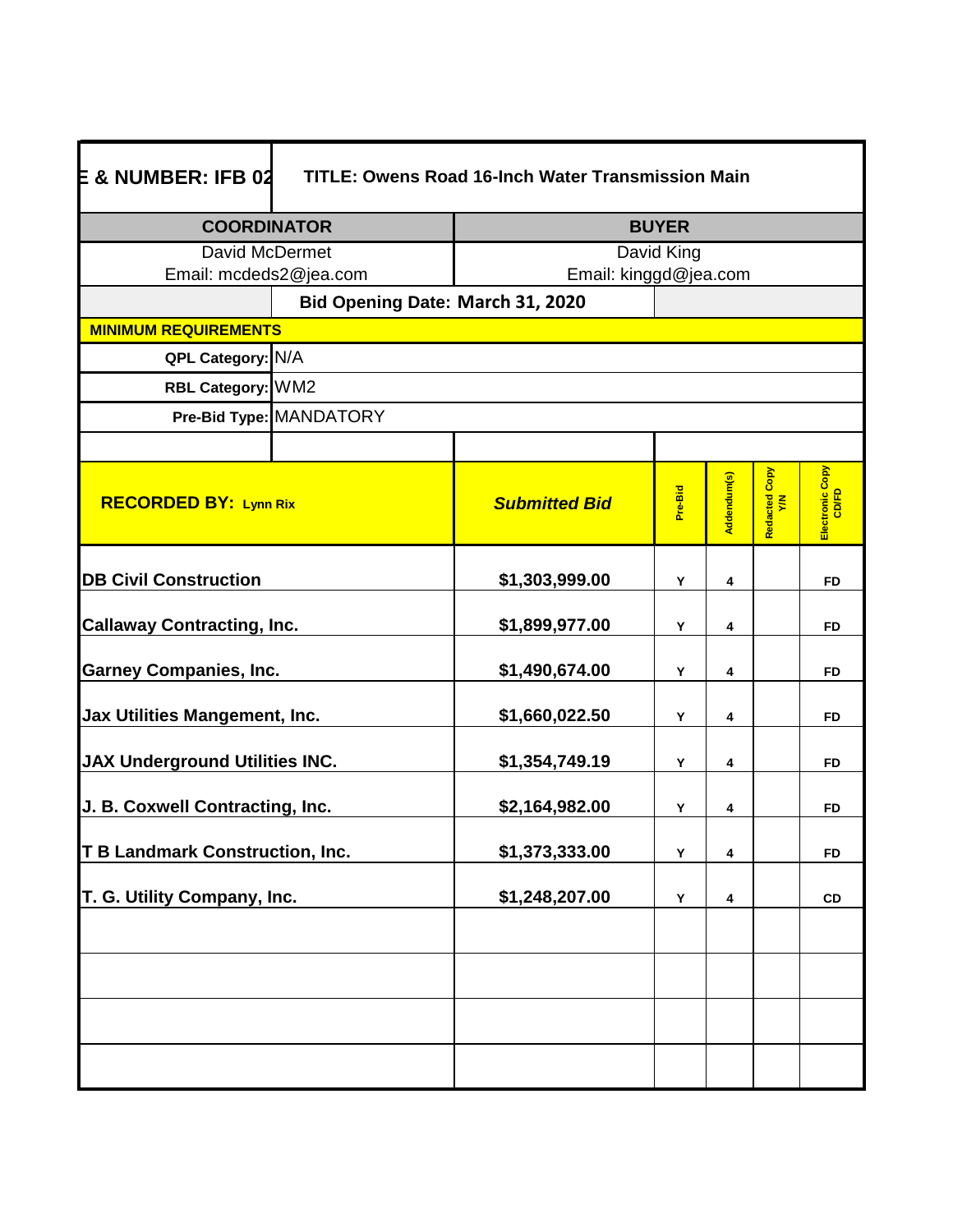| E & NUMBER: IFB 02 | TITLE: Owens Road 16-Inch Water Transmission Main | | | | |
|---|---|---|---|---|---|
| **COORDINATOR** | | **BUYER** | | | |
| David McDermet<br>Email: mcdeds2@jea.com | | David King<br>Email: kinggd@jea.com | | | |
| | **Bid Opening Date: March 31, 2020** | | | | |
| **MINIMUM REQUIREMENTS** | | | | | |
| **QPL Category:** | N/A | | | | |
| **RBL Category:** | WM2 | | | | |
| **Pre-Bid Type:** | MANDATORY | | | | |

| **RECORDED BY:** Lynn Rix | ***Submitted Bid*** | Pre-Bid | Addendum(s) | Redacted Copy Y/N | Electronic Copy CD/FD |
|---|---|---|---|---|---|
| **DB Civil Construction** | **$1,303,999.00** | Y | 4 | | FD |
| **Callaway Contracting, Inc.** | **$1,899,977.00** | Y | 4 | | FD |
| **Garney Companies, Inc.** | **$1,490,674.00** | Y | 4 | | FD |
| **Jax Utilities Mangement, Inc.** | **$1,660,022.50** | Y | 4 | | FD |
| **JAX Underground Utilities INC.** | **$1,354,749.19** | Y | 4 | | FD |
| **J. B. Coxwell Contracting, Inc.** | **$2,164,982.00** | Y | 4 | | FD |
| **T B Landmark Construction, Inc.** | **$1,373,333.00** | Y | 4 | | FD |
| **T. G. Utility Company, Inc.** | **$1,248,207.00** | Y | 4 | | CD |
| | | | | | |
| | | | | | |
| | | | | | |
| | | | | | |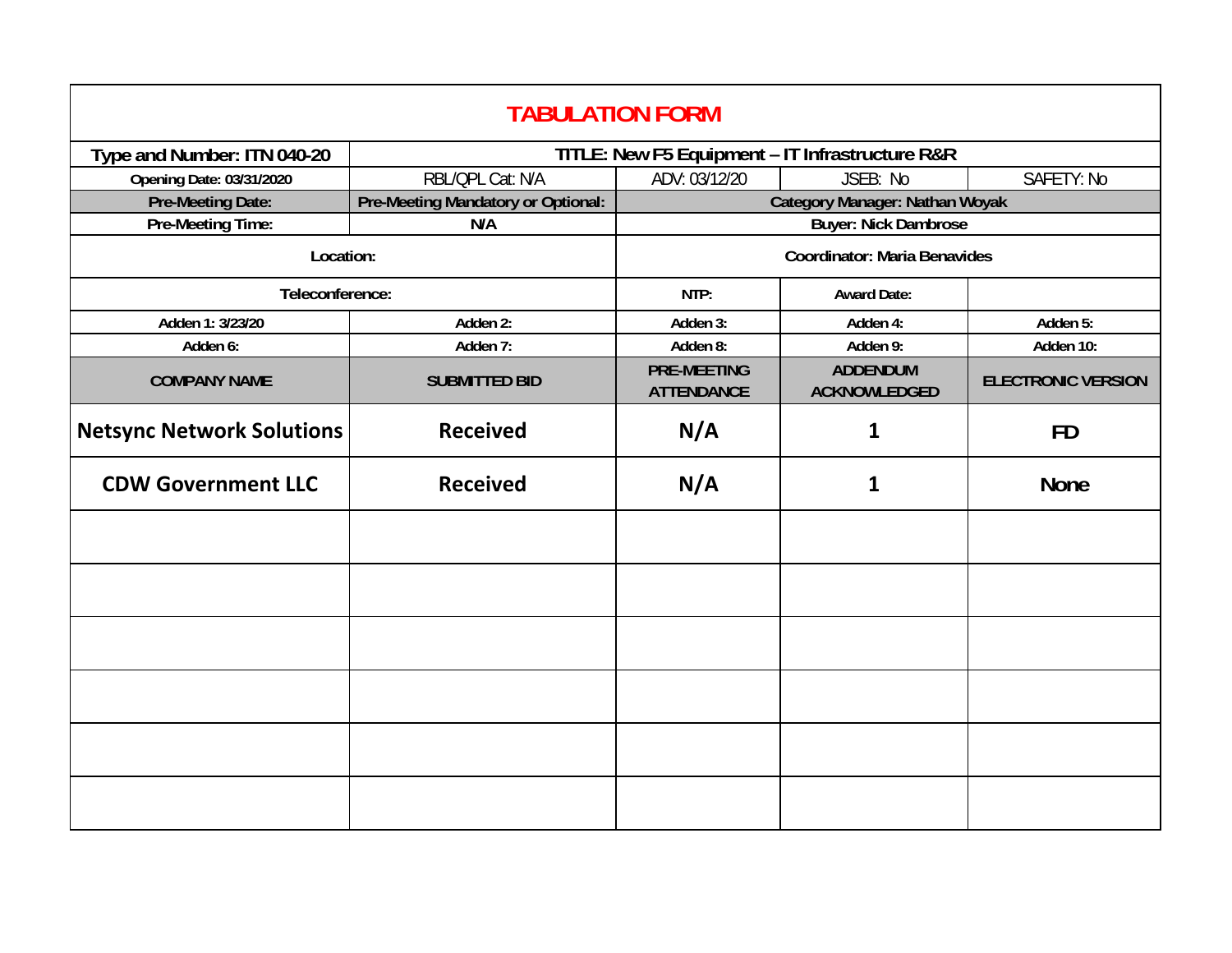# TABULATION FORM

| | | | | |
|---|---|---|---|---|
| **Type and Number: ITN 040-20** | **TITLE: New F5 Equipment – IT Infrastructure R&R** | | | |
| **Opening Date: 03/31/2020** | RBL/QPL Cat: N/A | ADV: 03/12/20 | JSEB: No | SAFETY: No |
| **Pre-Meeting Date:** | **Pre-Meeting Mandatory or Optional:** | **Category Manager: Nathan Woyak** | | |
| **Pre-Meeting Time:** | **N/A** | **Buyer: Nick Dambrose** | | |
| **Location:** | | **Coordinator: Maria Benavides** | | |
| **Teleconference:** | | **NTP:** | **Award Date:** | |
| **Adden 1: 3/23/20** | **Adden 2:** | **Adden 3:** | **Adden 4:** | **Adden 5:** |
| **Adden 6:** | **Adden 7:** | **Adden 8:** | **Adden 9:** | **Adden 10:** |
| **COMPANY NAME** | **SUBMITTED BID** | **PRE-MEETING ATTENDANCE** | **ADDENDUM ACKNOWLEDGED** | **ELECTRONIC VERSION** |
| **Netsync Network Solutions** | **Received** | **N/A** | **1** | **FD** |
| **CDW Government LLC** | **Received** | **N/A** | **1** | **None** |
| | | | | |
| | | | | |
| | | | | |
| | | | | |
| | | | | |
| | | | | |